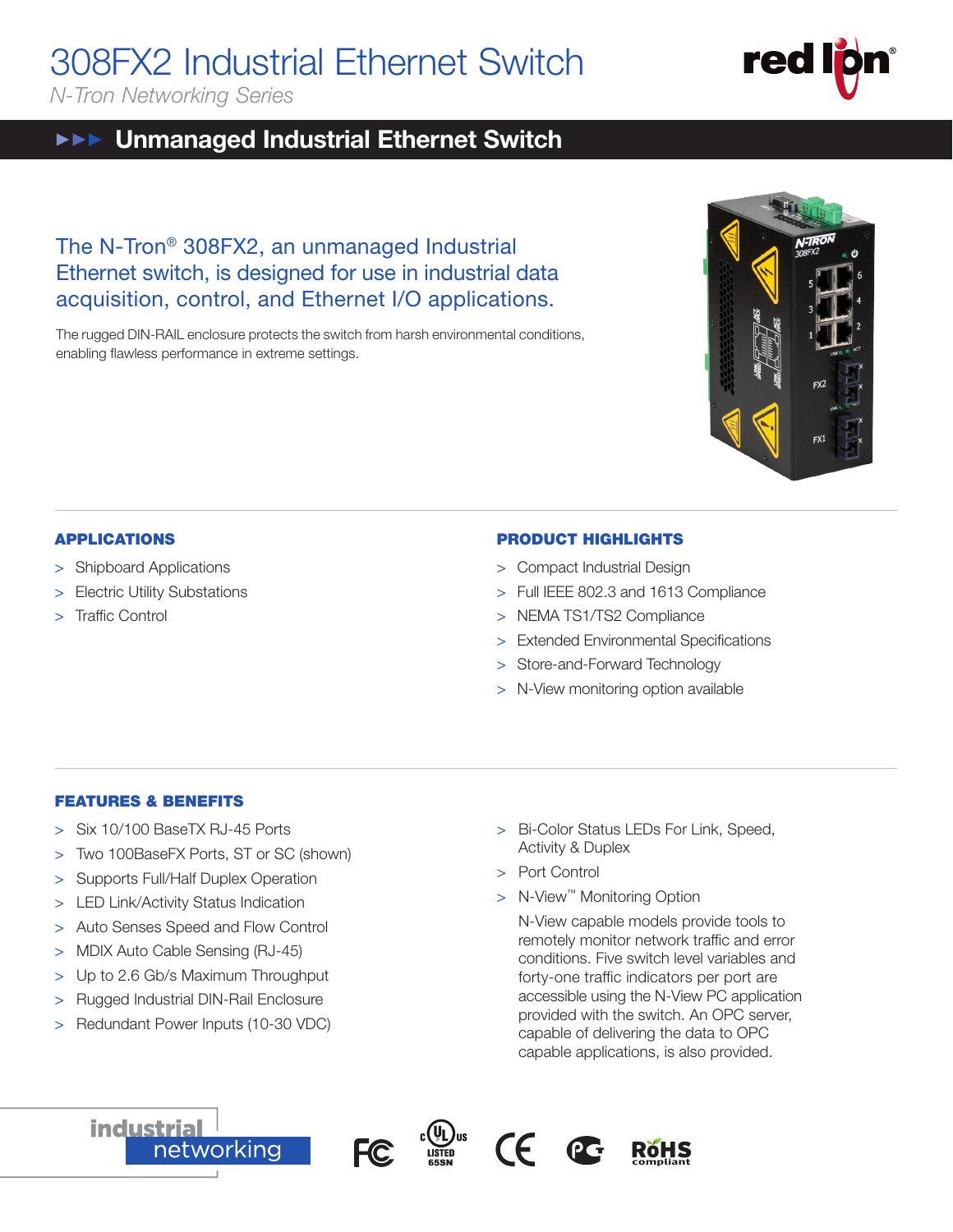# 308FX2 Industrial Ethernet Switch

*N-Tron Networking Series*

## Unmanaged Industrial Ethernet Switch

The N-Tron® 308FX2, an unmanaged Industrial Ethernet switch, is designed for use in industrial data acquisition, control, and Ethernet I/O applications.

The rugged DIN-RAIL enclosure protects the switch from harsh environmental conditions, enabling flawless performance in extreme settings.

### APPLICATIONS

- Shipboard Applications
- Electric Utility Substations
- Traffic Control

### PRODUCT HIGHLIGHTS

- Compact Industrial Design
- Full IEEE 802.3 and 1613 Compliance
- NEMA TS1/TS2 Compliance
- Extended Environmental Specifications
- Store-and-Forward Technology
- N-View monitoring option available

### FEATURES & BENEFITS

- Six 10/100 BaseTX RJ-45 Ports
- Two 100BaseFX Ports, ST or SC (shown)
- Supports Full/Half Duplex Operation
- LED Link/Activity Status Indication
- Auto Senses Speed and Flow Control
- MDIX Auto Cable Sensing (RJ-45)
- Up to 2.6 Gb/s Maximum Throughput
- Rugged Industrial DIN-Rail Enclosure
- Redundant Power Inputs (10-30 VDC)
- Bi-Color Status LEDs For Link, Speed, Activity & Duplex
- Port Control
- N-View™ Monitoring Option

  N-View capable models provide tools to remotely monitor network traffic and error conditions. Five switch level variables and forty-one traffic indicators per port are accessible using the N-View PC application provided with the switch. An OPC server, capable of delivering the data to OPC capable applications, is also provided.

industrial networking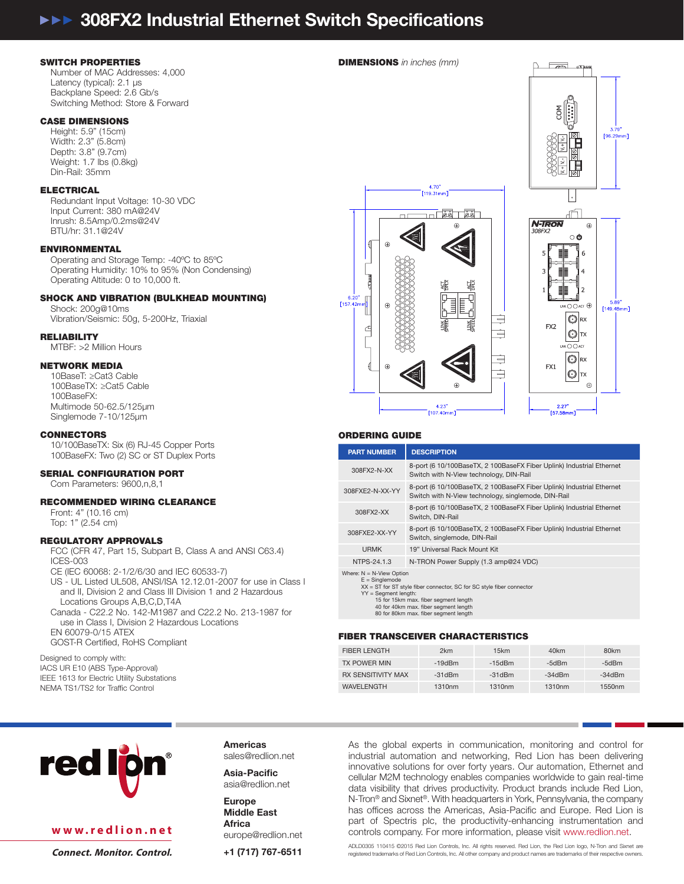# 308FX2 Industrial Ethernet Switch Specifications

## SWITCH PROPERTIES

Number of MAC Addresses: 4,000
Latency (typical): 2.1 µs
Backplane Speed: 2.6 Gb/s
Switching Method: Store & Forward

## CASE DIMENSIONS

Height: 5.9" (15cm)
Width: 2.3" (5.8cm)
Depth: 3.8" (9.7cm)
Weight: 1.7 lbs (0.8kg)
Din-Rail: 35mm

## ELECTRICAL

Redundant Input Voltage: 10-30 VDC
Input Current: 380 mA@24V
Inrush: 8.5Amp/0.2ms@24V
BTU/hr: 31.1@24V

## ENVIRONMENTAL

Operating and Storage Temp: -40ºC to 85ºC
Operating Humidity: 10% to 95% (Non Condensing)
Operating Altitude: 0 to 10,000 ft.

## SHOCK AND VIBRATION (BULKHEAD MOUNTING)

Shock: 200g@10ms
Vibration/Seismic: 50g, 5-200Hz, Triaxial

## RELIABILITY

MTBF: >2 Million Hours

## NETWORK MEDIA

10BaseT: ≥Cat3 Cable
100BaseTX: ≥Cat5 Cable
100BaseFX:
Multimode 50-62.5/125µm
Singlemode 7-10/125µm

## CONNECTORS

10/100BaseTX: Six (6) RJ-45 Copper Ports
100BaseFX: Two (2) SC or ST Duplex Ports

## SERIAL CONFIGURATION PORT

Com Parameters: 9600,n,8,1

## RECOMMENDED WIRING CLEARANCE

Front: 4" (10.16 cm)
Top: 1" (2.54 cm)

## REGULATORY APPROVALS

FCC (CFR 47, Part 15, Subpart B, Class A and ANSI C63.4)
ICES-003
CE (IEC 60068: 2-1/2/6/30 and IEC 60533-7)
US - UL Listed UL508, ANSI/ISA 12.12.01-2007 for use in Class I and II, Division 2 and Class III Division 1 and 2 Hazardous Locations Groups A,B,C,D,T4A
Canada - C22.2 No. 142-M1987 and C22.2 No. 213-1987 for use in Class I, Division 2 Hazardous Locations
EN 60079-0/15 ATEX
GOST-R Certified, RoHS Compliant

Designed to comply with:
IACS UR E10 (ABS Type-Approval)
IEEE 1613 for Electric Utility Substations
NEMA TS1/TS2 for Traffic Control

## DIMENSIONS *in inches (mm)*

3.79" [96.29mm]
4.70" [119.31mm]
6.20" [157.42mm]
5.85" [148.48mm]
4.23" [107.40mm]
2.27" [57.58mm]

## ORDERING GUIDE

| PART NUMBER | DESCRIPTION |
|---|---|
| 308FX2-N-XX | 8-port (6 10/100BaseTX, 2 100BaseFX Fiber Uplink) Industrial Ethernet Switch with N-View technology, DIN-Rail |
| 308FXE2-N-XX-YY | 8-port (6 10/100BaseTX, 2 100BaseFX Fiber Uplink) Industrial Ethernet Switch with N-View technology, singlemode, DIN-Rail |
| 308FX2-XX | 8-port (6 10/100BaseTX, 2 100BaseFX Fiber Uplink) Industrial Ethernet Switch, DIN-Rail |
| 308FXE2-XX-YY | 8-port (6 10/100BaseTX, 2 100BaseFX Fiber Uplink) Industrial Ethernet Switch, singlemode, DIN-Rail |
| URMK | 19" Universal Rack Mount Kit |
| NTPS-24.1.3 | N-TRON Power Supply (1.3 amp@24 VDC) |

Where: N = N-View Option
E = Singlemode
XX = ST for ST style fiber connector, SC for SC style fiber connector
YY = Segment length:
15 for 15km max. fiber segment length
40 for 40km max. fiber segment length
80 for 80km max. fiber segment length

## FIBER TRANSCEIVER CHARACTERISTICS

| FIBER LENGTH | 2km | 15km | 40km | 80km |
|---|---|---|---|---|
| TX POWER MIN | -19dBm | -15dBm | -5dBm | -5dBm |
| RX SENSITIVITY MAX | -31dBm | -31dBm | -34dBm | -34dBm |
| WAVELENGTH | 1310nm | 1310nm | 1310nm | 1550nm |

**Americas**
sales@redlion.net

**Asia-Pacific**
asia@redlion.net

**Europe**
**Middle East**
**Africa**
europe@redlion.net

**+1 (717) 767-6511**

www.redlion.net

*Connect. Monitor. Control.*

As the global experts in communication, monitoring and control for industrial automation and networking, Red Lion has been delivering innovative solutions for over forty years. Our automation, Ethernet and cellular M2M technology enables companies worldwide to gain real-time data visibility that drives productivity. Product brands include Red Lion, N-Tron® and Sixnet®. With headquarters in York, Pennsylvania, the company has offices across the Americas, Asia-Pacific and Europe. Red Lion is part of Spectris plc, the productivity-enhancing instrumentation and controls company. For more information, please visit www.redlion.net.

ADLD0305 110415 ©2015 Red Lion Controls, Inc. All rights reserved. Red Lion, the Red Lion logo, N-Tron and Sixnet are registered trademarks of Red Lion Controls, Inc. All other company and product names are trademarks of their respective owners.